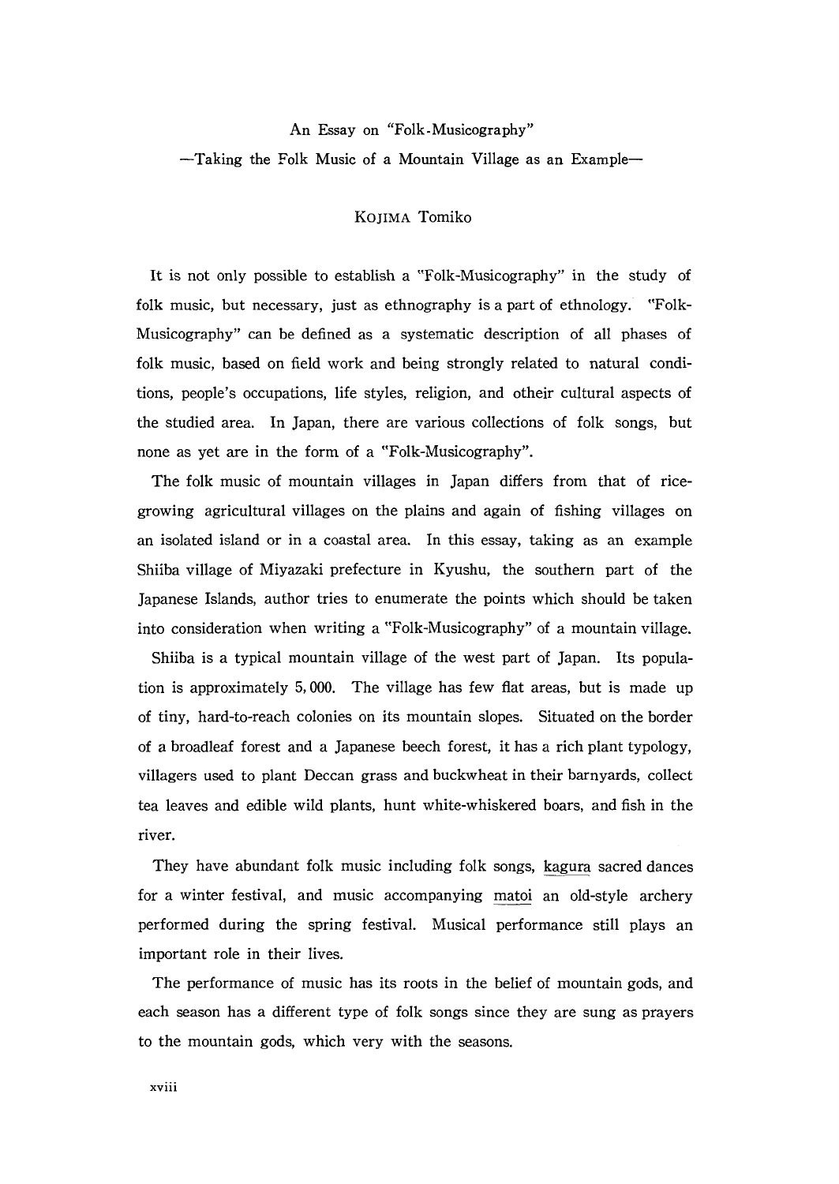# An Essay on "Folk-Musicography"

## —Taking the Folk Music of a Mountain Village as an Example—

KOJIMA Tomiko

It is not only possible to establish a "Folk-Musicography" in the study of folk music, but necessary, just as ethnography is a part of ethnology. "Folk-Musicography" can be defined as a systematic description of all phases of folk music, based on field work and being strongly related to natural conditions, people's occupations, life styles, religion, and otheir cultural aspects of the studied area. In Japan, there are various collections of folk songs, but none as yet are in the form of a "Folk-Musicography".

The folk music of mountain villages in Japan differs from that of rice-growing agricultural villages on the plains and again of fishing villages on an isolated island or in a coastal area. In this essay, taking as an example Shiiba village of Miyazaki prefecture in Kyushu, the southern part of the Japanese Islands, author tries to enumerate the points which should be taken into consideration when writing a "Folk-Musicography" of a mountain village.

Shiiba is a typical mountain village of the west part of Japan. Its population is approximately 5,000. The village has few flat areas, but is made up of tiny, hard-to-reach colonies on its mountain slopes. Situated on the border of a broadleaf forest and a Japanese beech forest, it has a rich plant typology, villagers used to plant Deccan grass and buckwheat in their barnyards, collect tea leaves and edible wild plants, hunt white-whiskered boars, and fish in the river.

They have abundant folk music including folk songs, kagura sacred dances for a winter festival, and music accompanying matoi an old-style archery performed during the spring festival. Musical performance still plays an important role in their lives.

The performance of music has its roots in the belief of mountain gods, and each season has a different type of folk songs since they are sung as prayers to the mountain gods, which very with the seasons.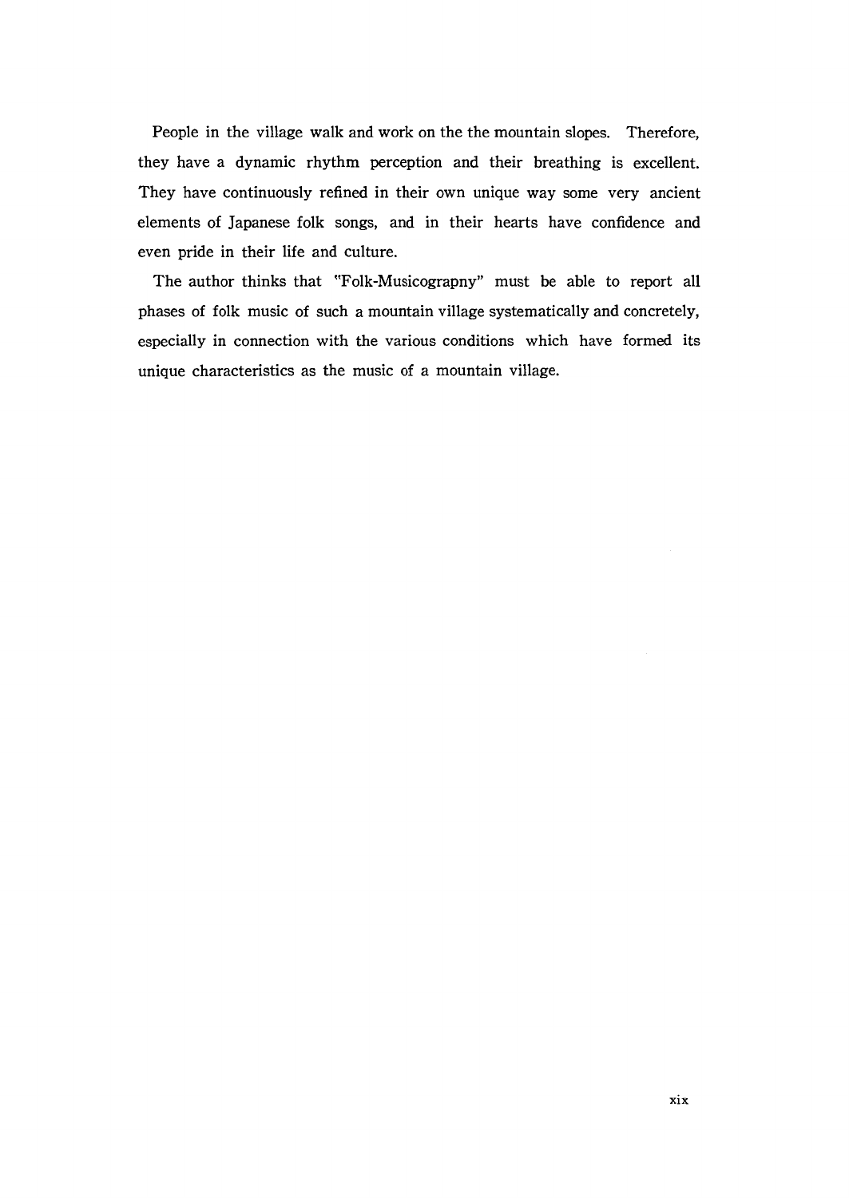People in the village walk and work on the the mountain slopes. Therefore, they have a dynamic rhythm perception and their breathing is excellent. They have continuously refined in their own unique way some very ancient elements of Japanese folk songs, and in their hearts have confidence and even pride in their life and culture.

The author thinks that "Folk-Musicograpny" must be able to report all phases of folk music of such a mountain village systematically and concretely, especially in connection with the various conditions which have formed its unique characteristics as the music of a mountain village.